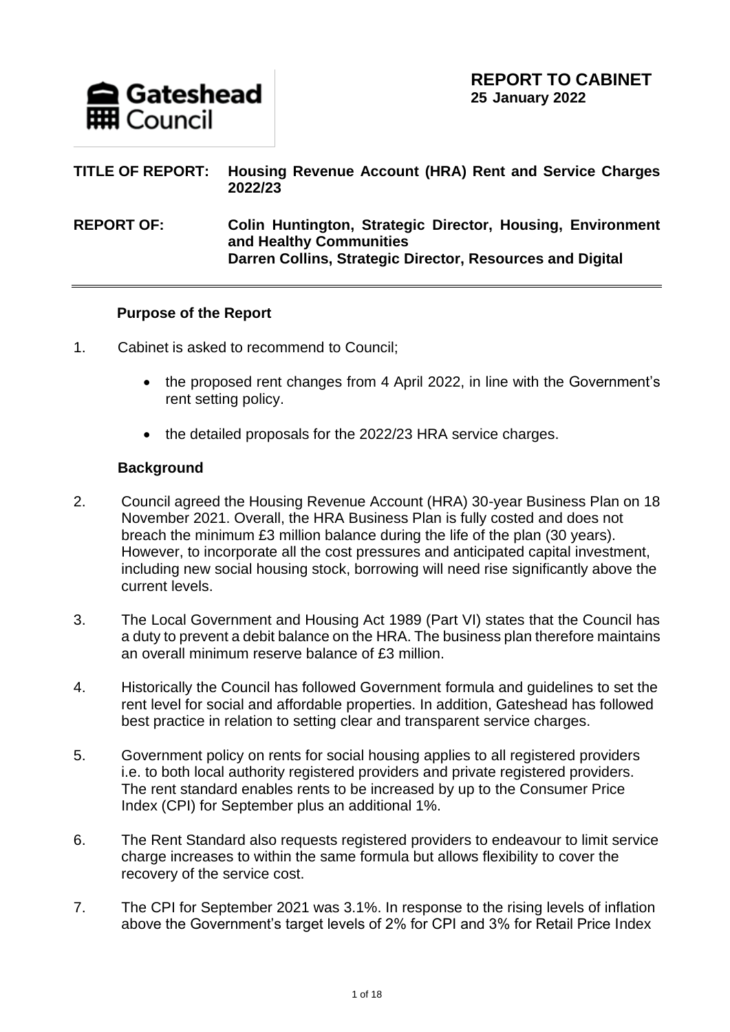Gateshead Council

# REPORT TO CABINET
**25 January 2022**

**TITLE OF REPORT:** **Housing Revenue Account (HRA) Rent and Service Charges 2022/23**

**REPORT OF:** **Colin Huntington, Strategic Director, Housing, Environment and Healthy Communities**
**Darren Collins, Strategic Director, Resources and Digital**

---

## Purpose of the Report

1. Cabinet is asked to recommend to Council;

   - the proposed rent changes from 4 April 2022, in line with the Government's rent setting policy.

   - the detailed proposals for the 2022/23 HRA service charges.

## Background

2. Council agreed the Housing Revenue Account (HRA) 30-year Business Plan on 18 November 2021. Overall, the HRA Business Plan is fully costed and does not breach the minimum £3 million balance during the life of the plan (30 years). However, to incorporate all the cost pressures and anticipated capital investment, including new social housing stock, borrowing will need rise significantly above the current levels.

3. The Local Government and Housing Act 1989 (Part VI) states that the Council has a duty to prevent a debit balance on the HRA. The business plan therefore maintains an overall minimum reserve balance of £3 million.

4. Historically the Council has followed Government formula and guidelines to set the rent level for social and affordable properties. In addition, Gateshead has followed best practice in relation to setting clear and transparent service charges.

5. Government policy on rents for social housing applies to all registered providers i.e. to both local authority registered providers and private registered providers. The rent standard enables rents to be increased by up to the Consumer Price Index (CPI) for September plus an additional 1%.

6. The Rent Standard also requests registered providers to endeavour to limit service charge increases to within the same formula but allows flexibility to cover the recovery of the service cost.

7. The CPI for September 2021 was 3.1%. In response to the rising levels of inflation above the Government's target levels of 2% for CPI and 3% for Retail Price Index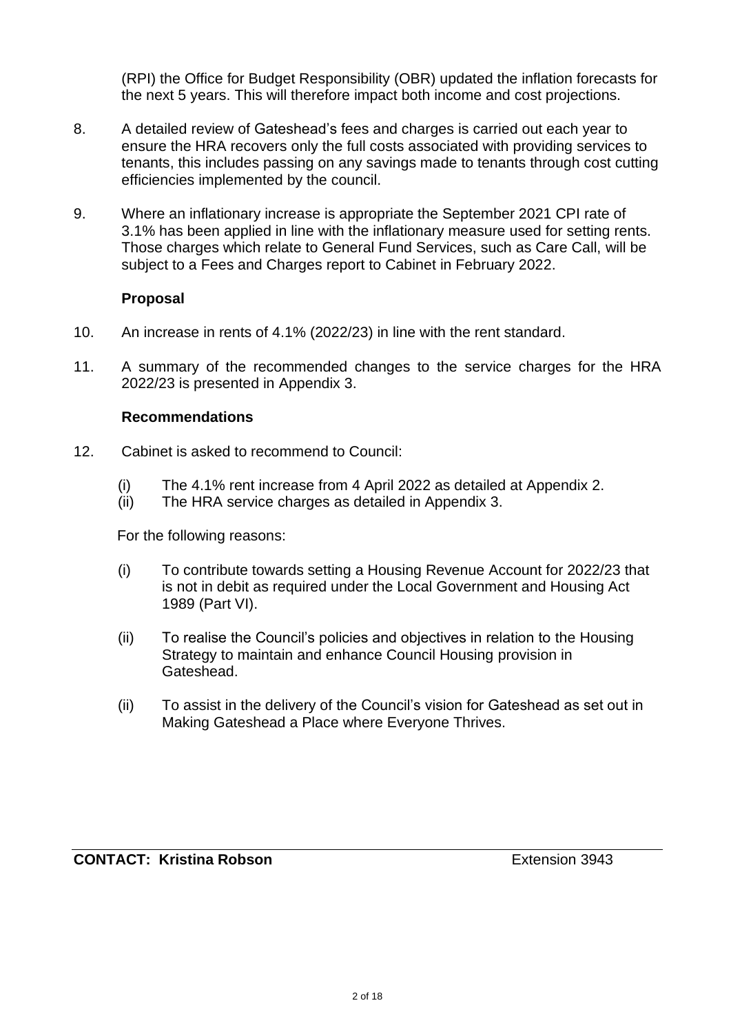(RPI) the Office for Budget Responsibility (OBR) updated the inflation forecasts for the next 5 years. This will therefore impact both income and cost projections.

8. A detailed review of Gateshead's fees and charges is carried out each year to ensure the HRA recovers only the full costs associated with providing services to tenants, this includes passing on any savings made to tenants through cost cutting efficiencies implemented by the council.

9. Where an inflationary increase is appropriate the September 2021 CPI rate of 3.1% has been applied in line with the inflationary measure used for setting rents. Those charges which relate to General Fund Services, such as Care Call, will be subject to a Fees and Charges report to Cabinet in February 2022.

**Proposal**

10. An increase in rents of 4.1% (2022/23) in line with the rent standard.

11. A summary of the recommended changes to the service charges for the HRA 2022/23 is presented in Appendix 3.

**Recommendations**

12. Cabinet is asked to recommend to Council:

    (i) The 4.1% rent increase from 4 April 2022 as detailed at Appendix 2.
    (ii) The HRA service charges as detailed in Appendix 3.

For the following reasons:

(i) To contribute towards setting a Housing Revenue Account for 2022/23 that is not in debit as required under the Local Government and Housing Act 1989 (Part VI).

(ii) To realise the Council's policies and objectives in relation to the Housing Strategy to maintain and enhance Council Housing provision in Gateshead.

(ii) To assist in the delivery of the Council's vision for Gateshead as set out in Making Gateshead a Place where Everyone Thrives.

**CONTACT: Kristina Robson** Extension 3943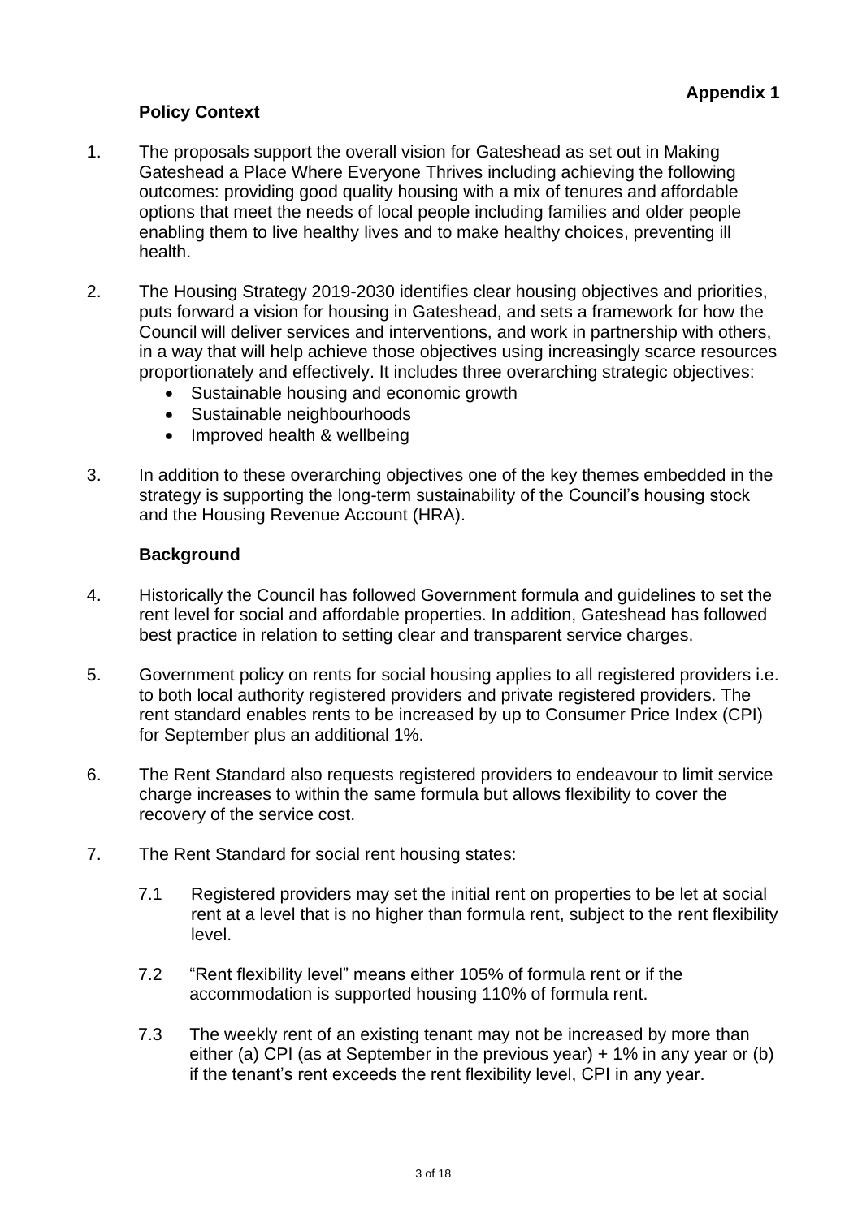**Appendix 1**

## Policy Context

1. The proposals support the overall vision for Gateshead as set out in Making Gateshead a Place Where Everyone Thrives including achieving the following outcomes: providing good quality housing with a mix of tenures and affordable options that meet the needs of local people including families and older people enabling them to live healthy lives and to make healthy choices, preventing ill health.

2. The Housing Strategy 2019-2030 identifies clear housing objectives and priorities, puts forward a vision for housing in Gateshead, and sets a framework for how the Council will deliver services and interventions, and work in partnership with others, in a way that will help achieve those objectives using increasingly scarce resources proportionately and effectively. It includes three overarching strategic objectives:
   - Sustainable housing and economic growth
   - Sustainable neighbourhoods
   - Improved health & wellbeing

3. In addition to these overarching objectives one of the key themes embedded in the strategy is supporting the long-term sustainability of the Council's housing stock and the Housing Revenue Account (HRA).

## Background

4. Historically the Council has followed Government formula and guidelines to set the rent level for social and affordable properties. In addition, Gateshead has followed best practice in relation to setting clear and transparent service charges.

5. Government policy on rents for social housing applies to all registered providers i.e. to both local authority registered providers and private registered providers. The rent standard enables rents to be increased by up to Consumer Price Index (CPI) for September plus an additional 1%.

6. The Rent Standard also requests registered providers to endeavour to limit service charge increases to within the same formula but allows flexibility to cover the recovery of the service cost.

7. The Rent Standard for social rent housing states:

   7.1 Registered providers may set the initial rent on properties to be let at social rent at a level that is no higher than formula rent, subject to the rent flexibility level.

   7.2 "Rent flexibility level" means either 105% of formula rent or if the accommodation is supported housing 110% of formula rent.

   7.3 The weekly rent of an existing tenant may not be increased by more than either (a) CPI (as at September in the previous year) + 1% in any year or (b) if the tenant's rent exceeds the rent flexibility level, CPI in any year.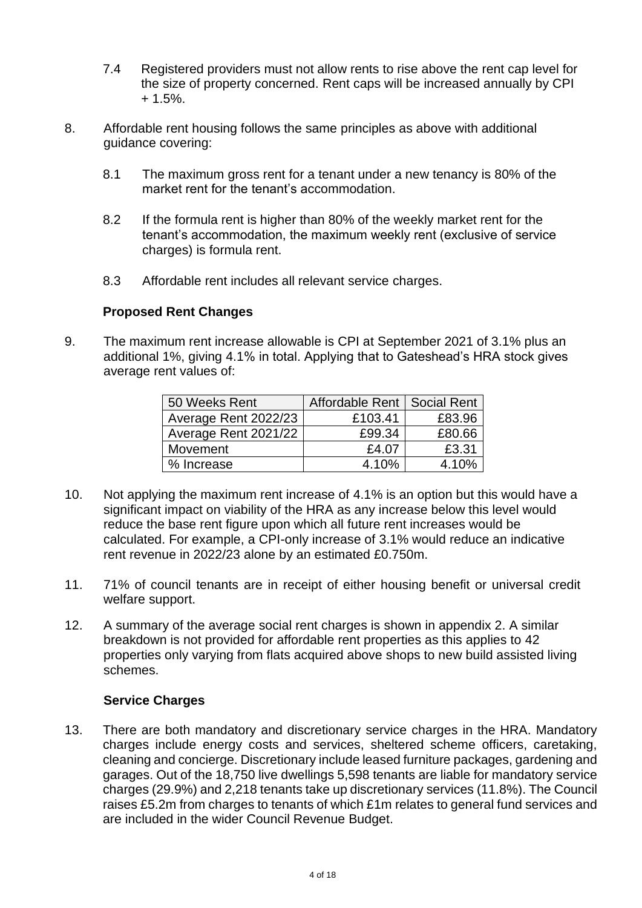7.4 Registered providers must not allow rents to rise above the rent cap level for the size of property concerned. Rent caps will be increased annually by CPI + 1.5%.

8. Affordable rent housing follows the same principles as above with additional guidance covering:

   8.1 The maximum gross rent for a tenant under a new tenancy is 80% of the market rent for the tenant's accommodation.

   8.2 If the formula rent is higher than 80% of the weekly market rent for the tenant's accommodation, the maximum weekly rent (exclusive of service charges) is formula rent.

   8.3 Affordable rent includes all relevant service charges.

**Proposed Rent Changes**

9. The maximum rent increase allowable is CPI at September 2021 of 3.1% plus an additional 1%, giving 4.1% in total. Applying that to Gateshead's HRA stock gives average rent values of:

| 50 Weeks Rent | Affordable Rent | Social Rent |
|---|---|---|
| Average Rent 2022/23 | £103.41 | £83.96 |
| Average Rent 2021/22 | £99.34 | £80.66 |
| Movement | £4.07 | £3.31 |
| % Increase | 4.10% | 4.10% |

10. Not applying the maximum rent increase of 4.1% is an option but this would have a significant impact on viability of the HRA as any increase below this level would reduce the base rent figure upon which all future rent increases would be calculated. For example, a CPI-only increase of 3.1% would reduce an indicative rent revenue in 2022/23 alone by an estimated £0.750m.

11. 71% of council tenants are in receipt of either housing benefit or universal credit welfare support.

12. A summary of the average social rent charges is shown in appendix 2. A similar breakdown is not provided for affordable rent properties as this applies to 42 properties only varying from flats acquired above shops to new build assisted living schemes.

**Service Charges**

13. There are both mandatory and discretionary service charges in the HRA. Mandatory charges include energy costs and services, sheltered scheme officers, caretaking, cleaning and concierge. Discretionary include leased furniture packages, gardening and garages. Out of the 18,750 live dwellings 5,598 tenants are liable for mandatory service charges (29.9%) and 2,218 tenants take up discretionary services (11.8%). The Council raises £5.2m from charges to tenants of which £1m relates to general fund services and are included in the wider Council Revenue Budget.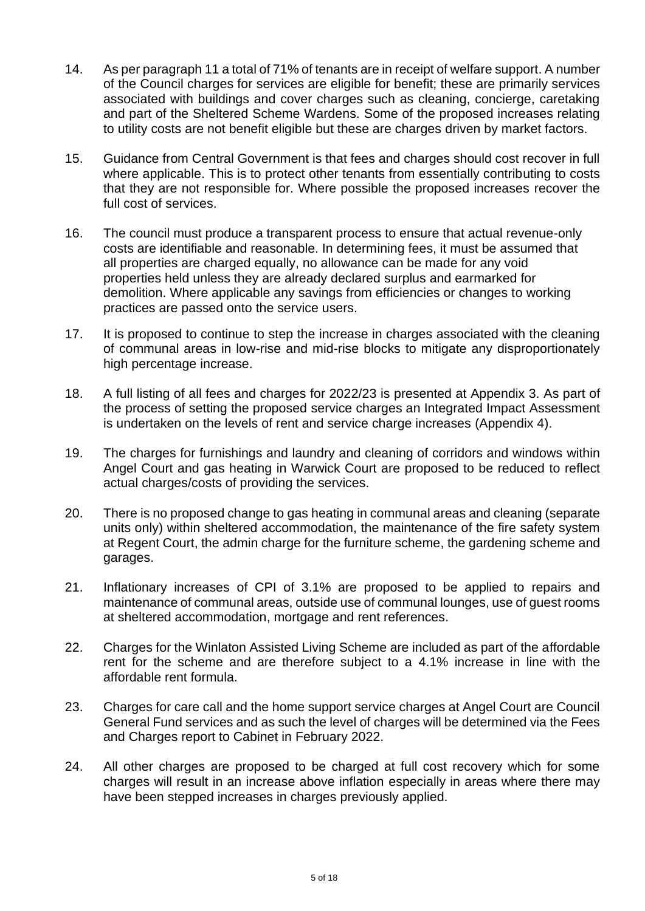14. As per paragraph 11 a total of 71% of tenants are in receipt of welfare support. A number of the Council charges for services are eligible for benefit; these are primarily services associated with buildings and cover charges such as cleaning, concierge, caretaking and part of the Sheltered Scheme Wardens. Some of the proposed increases relating to utility costs are not benefit eligible but these are charges driven by market factors.

15. Guidance from Central Government is that fees and charges should cost recover in full where applicable. This is to protect other tenants from essentially contributing to costs that they are not responsible for. Where possible the proposed increases recover the full cost of services.

16. The council must produce a transparent process to ensure that actual revenue-only costs are identifiable and reasonable. In determining fees, it must be assumed that all properties are charged equally, no allowance can be made for any void properties held unless they are already declared surplus and earmarked for demolition. Where applicable any savings from efficiencies or changes to working practices are passed onto the service users.

17. It is proposed to continue to step the increase in charges associated with the cleaning of communal areas in low-rise and mid-rise blocks to mitigate any disproportionately high percentage increase.

18. A full listing of all fees and charges for 2022/23 is presented at Appendix 3. As part of the process of setting the proposed service charges an Integrated Impact Assessment is undertaken on the levels of rent and service charge increases (Appendix 4).

19. The charges for furnishings and laundry and cleaning of corridors and windows within Angel Court and gas heating in Warwick Court are proposed to be reduced to reflect actual charges/costs of providing the services.

20. There is no proposed change to gas heating in communal areas and cleaning (separate units only) within sheltered accommodation, the maintenance of the fire safety system at Regent Court, the admin charge for the furniture scheme, the gardening scheme and garages.

21. Inflationary increases of CPI of 3.1% are proposed to be applied to repairs and maintenance of communal areas, outside use of communal lounges, use of guest rooms at sheltered accommodation, mortgage and rent references.

22. Charges for the Winlaton Assisted Living Scheme are included as part of the affordable rent for the scheme and are therefore subject to a 4.1% increase in line with the affordable rent formula.

23. Charges for care call and the home support service charges at Angel Court are Council General Fund services and as such the level of charges will be determined via the Fees and Charges report to Cabinet in February 2022.

24. All other charges are proposed to be charged at full cost recovery which for some charges will result in an increase above inflation especially in areas where there may have been stepped increases in charges previously applied.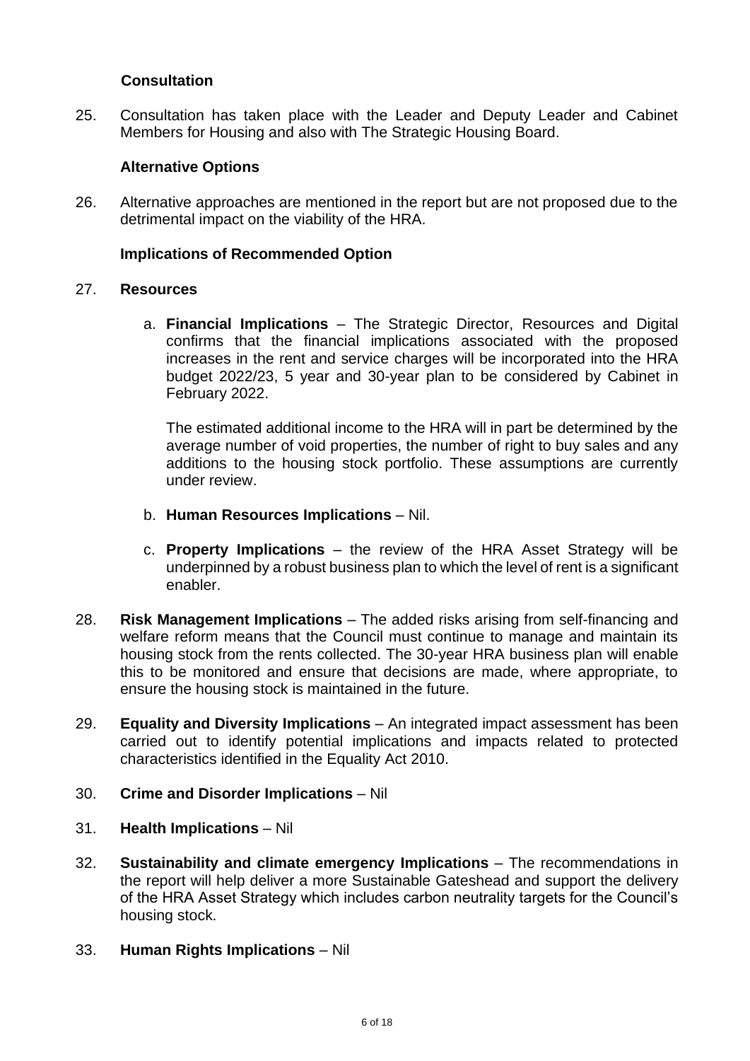### Consultation

25. Consultation has taken place with the Leader and Deputy Leader and Cabinet Members for Housing and also with The Strategic Housing Board.

### Alternative Options

26. Alternative approaches are mentioned in the report but are not proposed due to the detrimental impact on the viability of the HRA.

### Implications of Recommended Option

27. **Resources**

    a. **Financial Implications** – The Strategic Director, Resources and Digital confirms that the financial implications associated with the proposed increases in the rent and service charges will be incorporated into the HRA budget 2022/23, 5 year and 30-year plan to be considered by Cabinet in February 2022.

       The estimated additional income to the HRA will in part be determined by the average number of void properties, the number of right to buy sales and any additions to the housing stock portfolio. These assumptions are currently under review.

    b. **Human Resources Implications** – Nil.

    c. **Property Implications** – the review of the HRA Asset Strategy will be underpinned by a robust business plan to which the level of rent is a significant enabler.

28. **Risk Management Implications** – The added risks arising from self-financing and welfare reform means that the Council must continue to manage and maintain its housing stock from the rents collected. The 30-year HRA business plan will enable this to be monitored and ensure that decisions are made, where appropriate, to ensure the housing stock is maintained in the future.

29. **Equality and Diversity Implications** – An integrated impact assessment has been carried out to identify potential implications and impacts related to protected characteristics identified in the Equality Act 2010.

30. **Crime and Disorder Implications** – Nil

31. **Health Implications** – Nil

32. **Sustainability and climate emergency Implications** – The recommendations in the report will help deliver a more Sustainable Gateshead and support the delivery of the HRA Asset Strategy which includes carbon neutrality targets for the Council's housing stock.

33. **Human Rights Implications** – Nil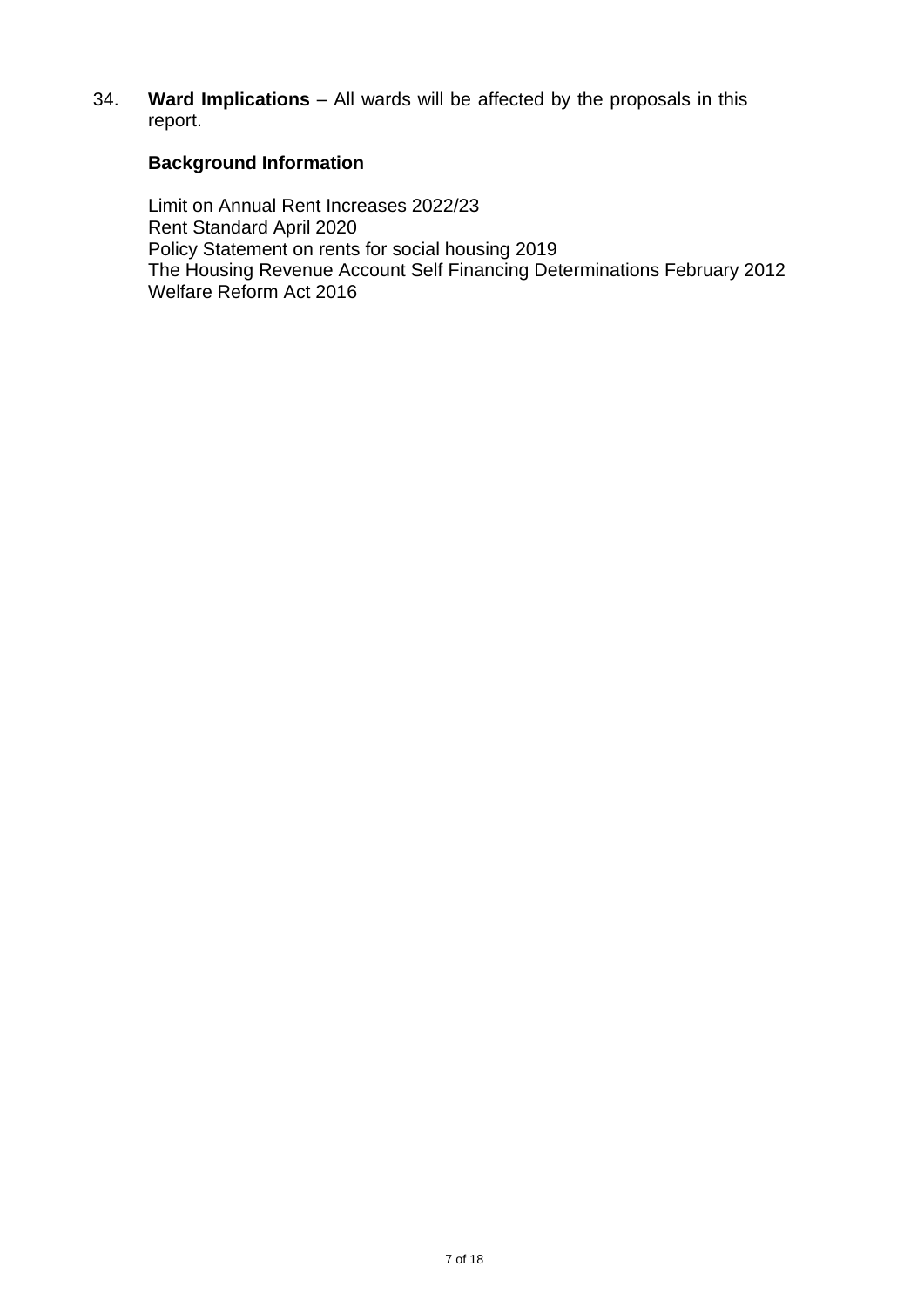34. **Ward Implications** – All wards will be affected by the proposals in this report.

**Background Information**

Limit on Annual Rent Increases 2022/23
Rent Standard April 2020
Policy Statement on rents for social housing 2019
The Housing Revenue Account Self Financing Determinations February 2012
Welfare Reform Act 2016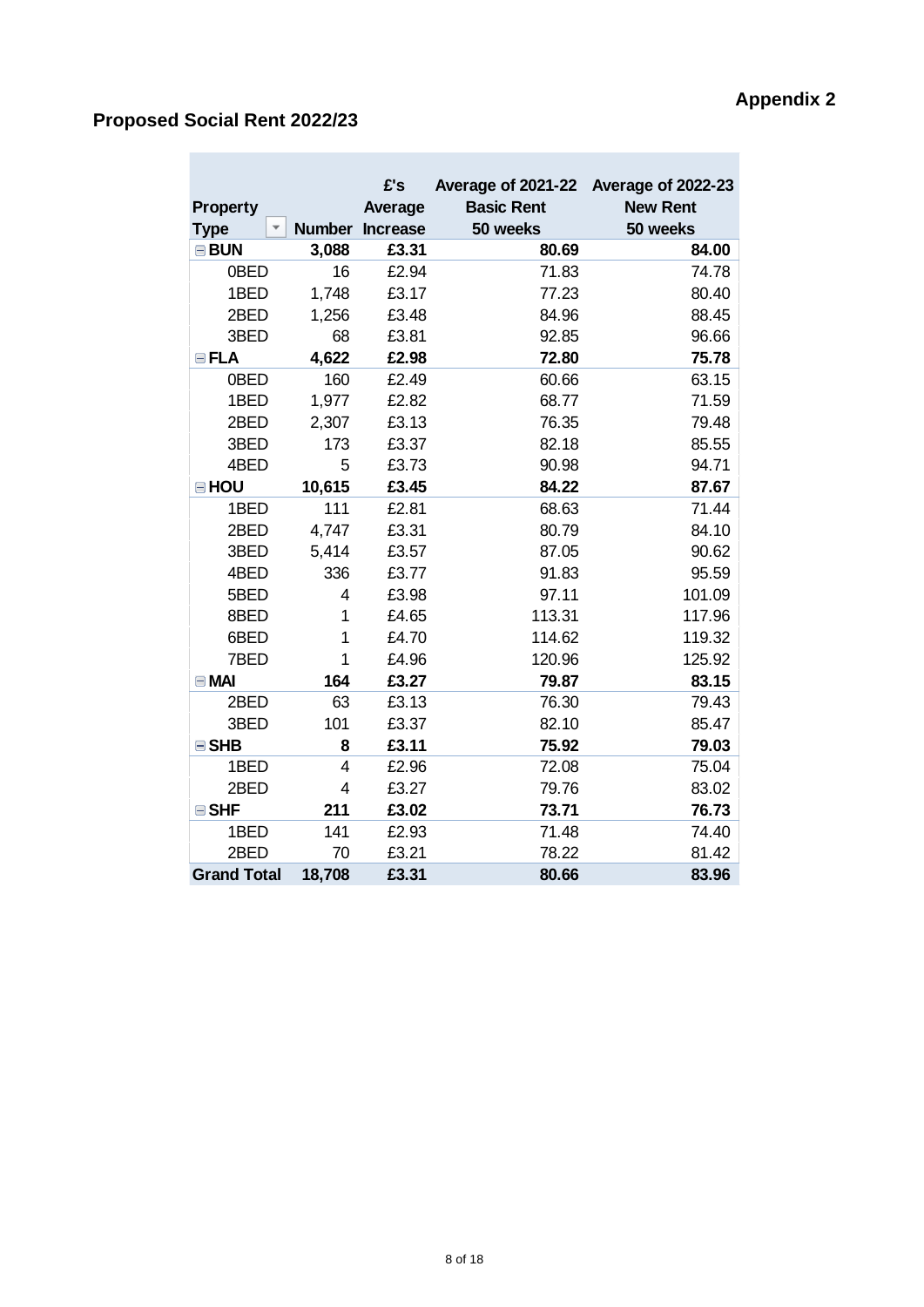Appendix 2

## Proposed Social Rent 2022/23

| Property Type | Number | £'s Average Increase | Average of 2021-22 Basic Rent 50 weeks | Average of 2022-23 New Rent 50 weeks |
|---|---|---|---|---|
| **BUN** | **3,088** | **£3.31** | **80.69** | **84.00** |
| 0BED | 16 | £2.94 | 71.83 | 74.78 |
| 1BED | 1,748 | £3.17 | 77.23 | 80.40 |
| 2BED | 1,256 | £3.48 | 84.96 | 88.45 |
| 3BED | 68 | £3.81 | 92.85 | 96.66 |
| **FLA** | **4,622** | **£2.98** | **72.80** | **75.78** |
| 0BED | 160 | £2.49 | 60.66 | 63.15 |
| 1BED | 1,977 | £2.82 | 68.77 | 71.59 |
| 2BED | 2,307 | £3.13 | 76.35 | 79.48 |
| 3BED | 173 | £3.37 | 82.18 | 85.55 |
| 4BED | 5 | £3.73 | 90.98 | 94.71 |
| **HOU** | **10,615** | **£3.45** | **84.22** | **87.67** |
| 1BED | 111 | £2.81 | 68.63 | 71.44 |
| 2BED | 4,747 | £3.31 | 80.79 | 84.10 |
| 3BED | 5,414 | £3.57 | 87.05 | 90.62 |
| 4BED | 336 | £3.77 | 91.83 | 95.59 |
| 5BED | 4 | £3.98 | 97.11 | 101.09 |
| 8BED | 1 | £4.65 | 113.31 | 117.96 |
| 6BED | 1 | £4.70 | 114.62 | 119.32 |
| 7BED | 1 | £4.96 | 120.96 | 125.92 |
| **MAI** | **164** | **£3.27** | **79.87** | **83.15** |
| 2BED | 63 | £3.13 | 76.30 | 79.43 |
| 3BED | 101 | £3.37 | 82.10 | 85.47 |
| **SHB** | **8** | **£3.11** | **75.92** | **79.03** |
| 1BED | 4 | £2.96 | 72.08 | 75.04 |
| 2BED | 4 | £3.27 | 79.76 | 83.02 |
| **SHF** | **211** | **£3.02** | **73.71** | **76.73** |
| 1BED | 141 | £2.93 | 71.48 | 74.40 |
| 2BED | 70 | £3.21 | 78.22 | 81.42 |
| **Grand Total** | **18,708** | **£3.31** | **80.66** | **83.96** |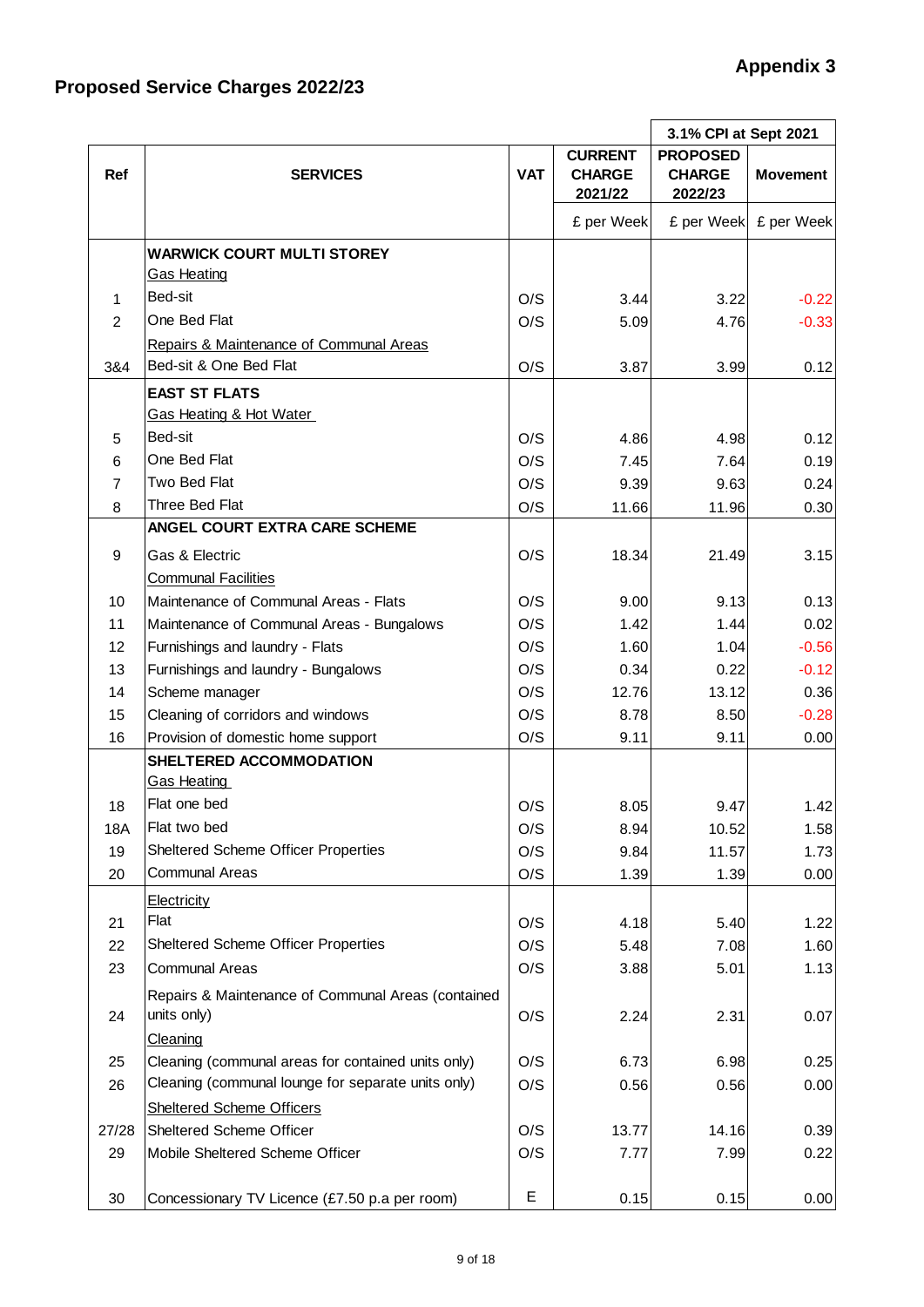# Appendix 3

## Proposed Service Charges 2022/23

| Ref | SERVICES | VAT | CURRENT CHARGE 2021/22 | 3.1% CPI at Sept 2021 | |
|---|---|---|---|---|---|
| | | | | PROPOSED CHARGE 2022/23 | Movement |
| | | | £ per Week | £ per Week | £ per Week |
| | **WARWICK COURT MULTI STOREY** | | | | |
| | Gas Heating | | | | |
| 1 | Bed-sit | O/S | 3.44 | 3.22 | -0.22 |
| 2 | One Bed Flat | O/S | 5.09 | 4.76 | -0.33 |
| | Repairs & Maintenance of Communal Areas | | | | |
| 3&4 | Bed-sit & One Bed Flat | O/S | 3.87 | 3.99 | 0.12 |
| | **EAST ST FLATS** | | | | |
| | Gas Heating & Hot Water | | | | |
| 5 | Bed-sit | O/S | 4.86 | 4.98 | 0.12 |
| 6 | One Bed Flat | O/S | 7.45 | 7.64 | 0.19 |
| 7 | Two Bed Flat | O/S | 9.39 | 9.63 | 0.24 |
| 8 | Three Bed Flat | O/S | 11.66 | 11.96 | 0.30 |
| | **ANGEL COURT EXTRA CARE SCHEME** | | | | |
| 9 | Gas & Electric | O/S | 18.34 | 21.49 | 3.15 |
| | Communal Facilities | | | | |
| 10 | Maintenance of Communal Areas - Flats | O/S | 9.00 | 9.13 | 0.13 |
| 11 | Maintenance of Communal Areas - Bungalows | O/S | 1.42 | 1.44 | 0.02 |
| 12 | Furnishings and laundry - Flats | O/S | 1.60 | 1.04 | -0.56 |
| 13 | Furnishings and laundry - Bungalows | O/S | 0.34 | 0.22 | -0.12 |
| 14 | Scheme manager | O/S | 12.76 | 13.12 | 0.36 |
| 15 | Cleaning of corridors and windows | O/S | 8.78 | 8.50 | -0.28 |
| 16 | Provision of domestic home support | O/S | 9.11 | 9.11 | 0.00 |
| | **SHELTERED ACCOMMODATION** | | | | |
| | Gas Heating | | | | |
| 18 | Flat one bed | O/S | 8.05 | 9.47 | 1.42 |
| 18A | Flat two bed | O/S | 8.94 | 10.52 | 1.58 |
| 19 | Sheltered Scheme Officer Properties | O/S | 9.84 | 11.57 | 1.73 |
| 20 | Communal Areas | O/S | 1.39 | 1.39 | 0.00 |
| | Electricity | | | | |
| 21 | Flat | O/S | 4.18 | 5.40 | 1.22 |
| 22 | Sheltered Scheme Officer Properties | O/S | 5.48 | 7.08 | 1.60 |
| 23 | Communal Areas | O/S | 3.88 | 5.01 | 1.13 |
| 24 | Repairs & Maintenance of Communal Areas (contained units only) | O/S | 2.24 | 2.31 | 0.07 |
| | Cleaning | | | | |
| 25 | Cleaning (communal areas for contained units only) | O/S | 6.73 | 6.98 | 0.25 |
| 26 | Cleaning (communal lounge for separate units only) | O/S | 0.56 | 0.56 | 0.00 |
| | Sheltered Scheme Officers | | | | |
| 27/28 | Sheltered Scheme Officer | O/S | 13.77 | 14.16 | 0.39 |
| 29 | Mobile Sheltered Scheme Officer | O/S | 7.77 | 7.99 | 0.22 |
| 30 | Concessionary TV Licence (£7.50 p.a per room) | E | 0.15 | 0.15 | 0.00 |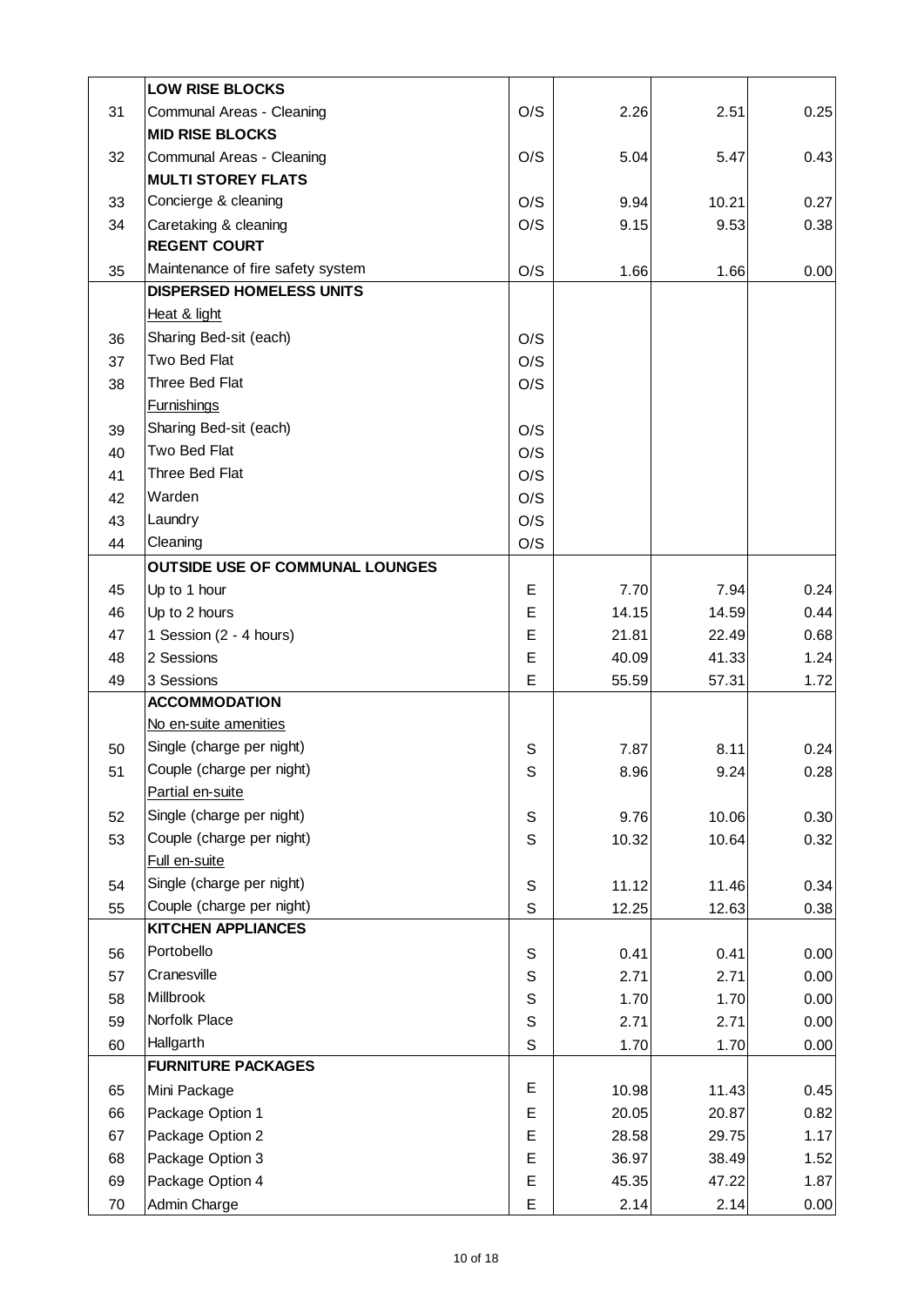| | | | | | |
|---|---|---|---|---|---|
| | **LOW RISE BLOCKS** | | | | |
| 31 | Communal Areas - Cleaning | O/S | 2.26 | 2.51 | 0.25 |
| | **MID RISE BLOCKS** | | | | |
| 32 | Communal Areas - Cleaning | O/S | 5.04 | 5.47 | 0.43 |
| | **MULTI STOREY FLATS** | | | | |
| 33 | Concierge & cleaning | O/S | 9.94 | 10.21 | 0.27 |
| 34 | Caretaking & cleaning | O/S | 9.15 | 9.53 | 0.38 |
| | **REGENT COURT** | | | | |
| 35 | Maintenance of fire safety system | O/S | 1.66 | 1.66 | 0.00 |
| | **DISPERSED HOMELESS UNITS** | | | | |
| | Heat & light | | | | |
| 36 | Sharing Bed-sit (each) | O/S | | | |
| 37 | Two Bed Flat | O/S | | | |
| 38 | Three Bed Flat | O/S | | | |
| | Furnishings | | | | |
| 39 | Sharing Bed-sit (each) | O/S | | | |
| 40 | Two Bed Flat | O/S | | | |
| 41 | Three Bed Flat | O/S | | | |
| 42 | Warden | O/S | | | |
| 43 | Laundry | O/S | | | |
| 44 | Cleaning | O/S | | | |
| | **OUTSIDE USE OF COMMUNAL LOUNGES** | | | | |
| 45 | Up to 1 hour | E | 7.70 | 7.94 | 0.24 |
| 46 | Up to 2 hours | E | 14.15 | 14.59 | 0.44 |
| 47 | 1 Session (2 - 4 hours) | E | 21.81 | 22.49 | 0.68 |
| 48 | 2 Sessions | E | 40.09 | 41.33 | 1.24 |
| 49 | 3 Sessions | E | 55.59 | 57.31 | 1.72 |
| | **ACCOMMODATION** | | | | |
| | No en-suite amenities | | | | |
| 50 | Single (charge per night) | S | 7.87 | 8.11 | 0.24 |
| 51 | Couple (charge per night) | S | 8.96 | 9.24 | 0.28 |
| | Partial en-suite | | | | |
| 52 | Single (charge per night) | S | 9.76 | 10.06 | 0.30 |
| 53 | Couple (charge per night) | S | 10.32 | 10.64 | 0.32 |
| | Full en-suite | | | | |
| 54 | Single (charge per night) | S | 11.12 | 11.46 | 0.34 |
| 55 | Couple (charge per night) | S | 12.25 | 12.63 | 0.38 |
| | **KITCHEN APPLIANCES** | | | | |
| 56 | Portobello | S | 0.41 | 0.41 | 0.00 |
| 57 | Cranesville | S | 2.71 | 2.71 | 0.00 |
| 58 | Millbrook | S | 1.70 | 1.70 | 0.00 |
| 59 | Norfolk Place | S | 2.71 | 2.71 | 0.00 |
| 60 | Hallgarth | S | 1.70 | 1.70 | 0.00 |
| | **FURNITURE PACKAGES** | | | | |
| 65 | Mini Package | E | 10.98 | 11.43 | 0.45 |
| 66 | Package Option 1 | E | 20.05 | 20.87 | 0.82 |
| 67 | Package Option 2 | E | 28.58 | 29.75 | 1.17 |
| 68 | Package Option 3 | E | 36.97 | 38.49 | 1.52 |
| 69 | Package Option 4 | E | 45.35 | 47.22 | 1.87 |
| 70 | Admin Charge | E | 2.14 | 2.14 | 0.00 |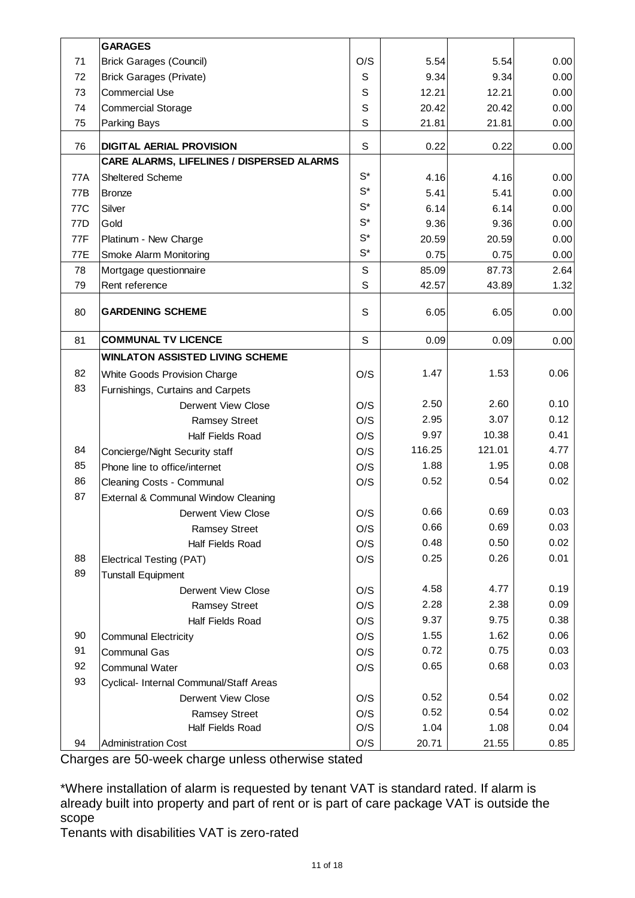| | | | | | |
|---|---|---|---|---|---|
| | **GARAGES** | | | | |
| 71 | Brick Garages (Council) | O/S | 5.54 | 5.54 | 0.00 |
| 72 | Brick Garages (Private) | S | 9.34 | 9.34 | 0.00 |
| 73 | Commercial Use | S | 12.21 | 12.21 | 0.00 |
| 74 | Commercial Storage | S | 20.42 | 20.42 | 0.00 |
| 75 | Parking Bays | S | 21.81 | 21.81 | 0.00 |
| 76 | **DIGITAL AERIAL PROVISION** | S | 0.22 | 0.22 | 0.00 |
| | **CARE ALARMS, LIFELINES / DISPERSED ALARMS** | | | | |
| 77A | Sheltered Scheme | S* | 4.16 | 4.16 | 0.00 |
| 77B | Bronze | S* | 5.41 | 5.41 | 0.00 |
| 77C | Silver | S* | 6.14 | 6.14 | 0.00 |
| 77D | Gold | S* | 9.36 | 9.36 | 0.00 |
| 77F | Platinum - New Charge | S* | 20.59 | 20.59 | 0.00 |
| 77E | Smoke Alarm Monitoring | S* | 0.75 | 0.75 | 0.00 |
| 78 | Mortgage questionnaire | S | 85.09 | 87.73 | 2.64 |
| 79 | Rent reference | S | 42.57 | 43.89 | 1.32 |
| 80 | **GARDENING SCHEME** | S | 6.05 | 6.05 | 0.00 |
| 81 | **COMMUNAL TV LICENCE** | S | 0.09 | 0.09 | 0.00 |
| | **WINLATON ASSISTED LIVING SCHEME** | | | | |
| 82 | White Goods Provision Charge | O/S | 1.47 | 1.53 | 0.06 |
| 83 | Furnishings, Curtains and Carpets | | | | |
| | Derwent View Close | O/S | 2.50 | 2.60 | 0.10 |
| | Ramsey Street | O/S | 2.95 | 3.07 | 0.12 |
| | Half Fields Road | O/S | 9.97 | 10.38 | 0.41 |
| 84 | Concierge/Night Security staff | O/S | 116.25 | 121.01 | 4.77 |
| 85 | Phone line to office/internet | O/S | 1.88 | 1.95 | 0.08 |
| 86 | Cleaning Costs - Communal | O/S | 0.52 | 0.54 | 0.02 |
| 87 | External & Communal Window Cleaning | | | | |
| | Derwent View Close | O/S | 0.66 | 0.69 | 0.03 |
| | Ramsey Street | O/S | 0.66 | 0.69 | 0.03 |
| | Half Fields Road | O/S | 0.48 | 0.50 | 0.02 |
| 88 | Electrical Testing (PAT) | O/S | 0.25 | 0.26 | 0.01 |
| 89 | Tunstall Equipment | | | | |
| | Derwent View Close | O/S | 4.58 | 4.77 | 0.19 |
| | Ramsey Street | O/S | 2.28 | 2.38 | 0.09 |
| | Half Fields Road | O/S | 9.37 | 9.75 | 0.38 |
| 90 | Communal Electricity | O/S | 1.55 | 1.62 | 0.06 |
| 91 | Communal Gas | O/S | 0.72 | 0.75 | 0.03 |
| 92 | Communal Water | O/S | 0.65 | 0.68 | 0.03 |
| 93 | Cyclical- Internal Communal/Staff Areas | | | | |
| | Derwent View Close | O/S | 0.52 | 0.54 | 0.02 |
| | Ramsey Street | O/S | 0.52 | 0.54 | 0.02 |
| | Half Fields Road | O/S | 1.04 | 1.08 | 0.04 |
| 94 | Administration Cost | O/S | 20.71 | 21.55 | 0.85 |

Charges are 50-week charge unless otherwise stated

*Where installation of alarm is requested by tenant VAT is standard rated. If alarm is already built into property and part of rent or is part of care package VAT is outside the scope

Tenants with disabilities VAT is zero-rated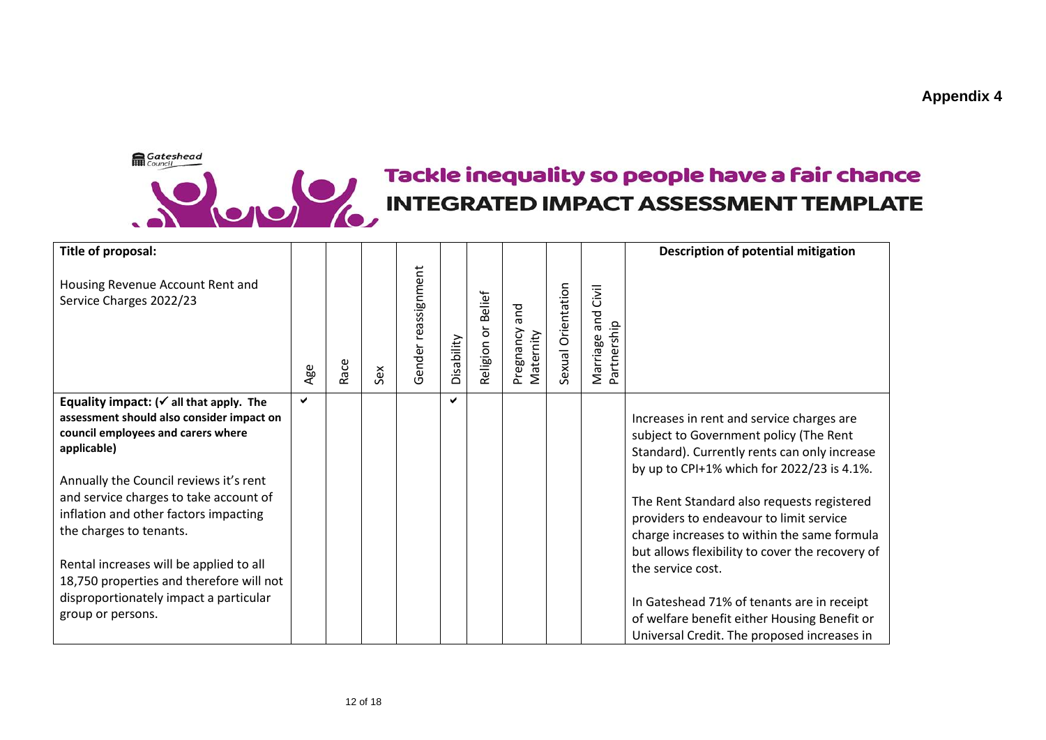**Appendix 4**

Gateshead Council

# Tackle inequality so people have a fair chance

## INTEGRATED IMPACT ASSESSMENT TEMPLATE

| **Title of proposal:**<br><br>Housing Revenue Account Rent and Service Charges 2022/23 | Age | Race | Sex | Gender reassignment | Disability | Religion or Belief | Pregnancy and Maternity | Sexual Orientation | Marriage and Civil Partnership | **Description of potential mitigation** |
|---|---|---|---|---|---|---|---|---|---|---|
| **Equality impact: (✓ all that apply. The assessment should also consider impact on council employees and carers where applicable)**<br><br>Annually the Council reviews it's rent and service charges to take account of inflation and other factors impacting the charges to tenants.<br><br>Rental increases will be applied to all 18,750 properties and therefore will not disproportionately impact a particular group or persons. | ✓ | | | | ✓ | | | | | Increases in rent and service charges are subject to Government policy (The Rent Standard). Currently rents can only increase by up to CPI+1% which for 2022/23 is 4.1%.<br><br>The Rent Standard also requests registered providers to endeavour to limit service charge increases to within the same formula but allows flexibility to cover the recovery of the service cost.<br><br>In Gateshead 71% of tenants are in receipt of welfare benefit either Housing Benefit or Universal Credit. The proposed increases in |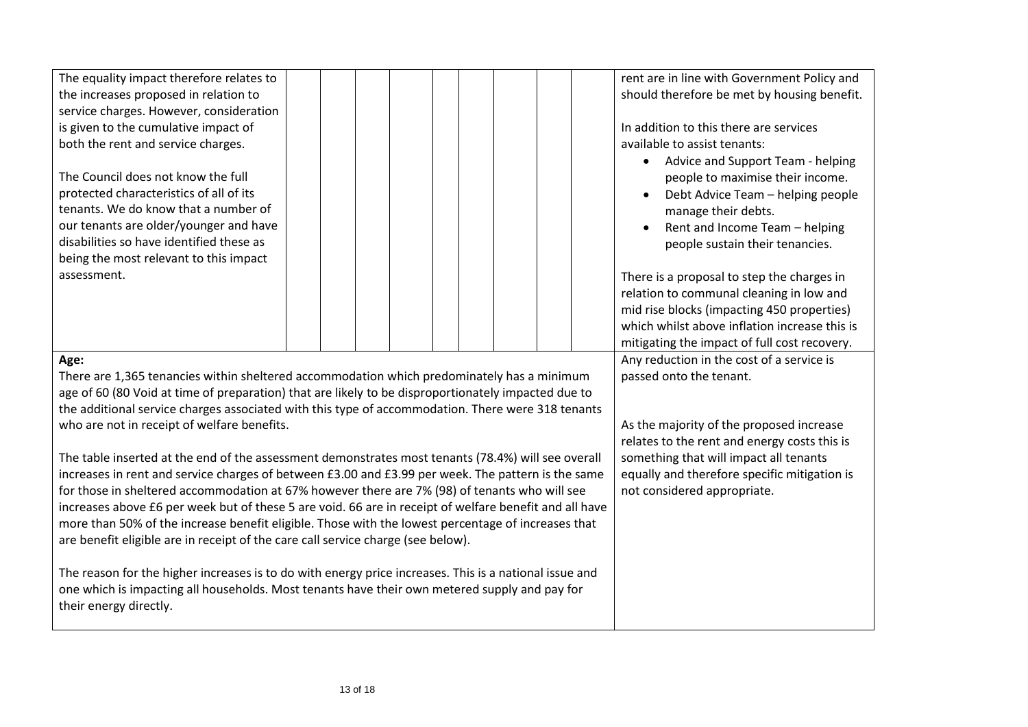| | | | | | | | | | | |
|---|---|---|---|---|---|---|---|---|---|---|
| The equality impact therefore relates to the increases proposed in relation to service charges. However, consideration is given to the cumulative impact of both the rent and service charges.<br><br>The Council does not know the full protected characteristics of all of its tenants. We do know that a number of our tenants are older/younger and have disabilities so have identified these as being the most relevant to this impact assessment. | | | | | | | | | | rent are in line with Government Policy and should therefore be met by housing benefit.<br><br>In addition to this there are services available to assist tenants:<br>• Advice and Support Team - helping people to maximise their income.<br>• Debt Advice Team – helping people manage their debts.<br>• Rent and Income Team – helping people sustain their tenancies.<br><br>There is a proposal to step the charges in relation to communal cleaning in low and mid rise blocks (impacting 450 properties) which whilst above inflation increase this is mitigating the impact of full cost recovery. |
| **Age:**<br>There are 1,365 tenancies within sheltered accommodation which predominately has a minimum age of 60 (80 Void at time of preparation) that are likely to be disproportionately impacted due to the additional service charges associated with this type of accommodation. There were 318 tenants who are not in receipt of welfare benefits.<br><br>The table inserted at the end of the assessment demonstrates most tenants (78.4%) will see overall increases in rent and service charges of between £3.00 and £3.99 per week. The pattern is the same for those in sheltered accommodation at 67% however there are 7% (98) of tenants who will see increases above £6 per week but of these 5 are void. 66 are in receipt of welfare benefit and all have more than 50% of the increase benefit eligible. Those with the lowest percentage of increases that are benefit eligible are in receipt of the care call service charge (see below).<br><br>The reason for the higher increases is to do with energy price increases. This is a national issue and one which is impacting all households. Most tenants have their own metered supply and pay for their energy directly. | | | | | | | | | | Any reduction in the cost of a service is passed onto the tenant.<br><br>As the majority of the proposed increase relates to the rent and energy costs this is something that will impact all tenants equally and therefore specific mitigation is not considered appropriate. |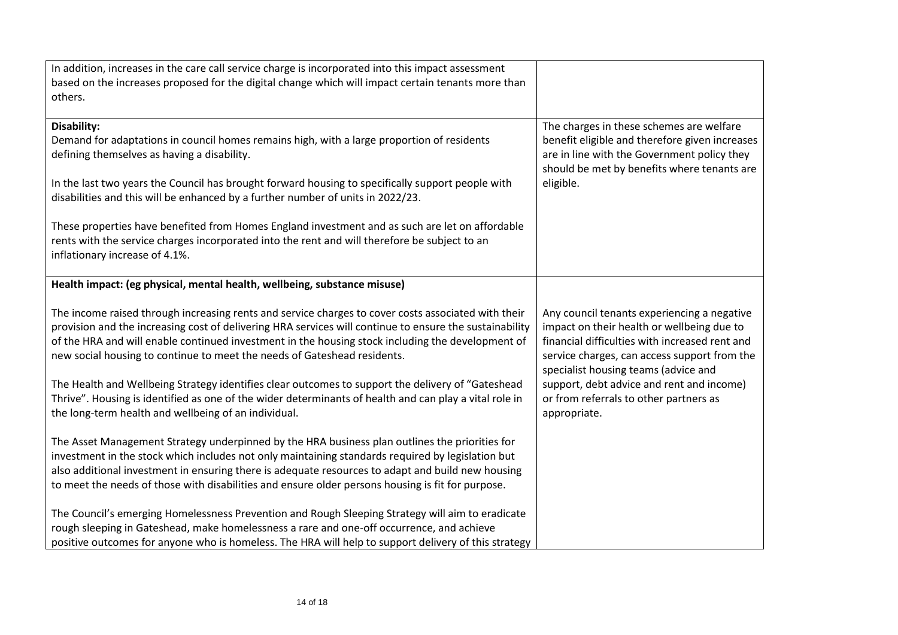| | |
|---|---|
| In addition, increases in the care call service charge is incorporated into this impact assessment based on the increases proposed for the digital change which will impact certain tenants more than others. | |
| **Disability:**<br>Demand for adaptations in council homes remains high, with a large proportion of residents defining themselves as having a disability.<br><br>In the last two years the Council has brought forward housing to specifically support people with disabilities and this will be enhanced by a further number of units in 2022/23.<br><br>These properties have benefited from Homes England investment and as such are let on affordable rents with the service charges incorporated into the rent and will therefore be subject to an inflationary increase of 4.1%. | The charges in these schemes are welfare benefit eligible and therefore given increases are in line with the Government policy they should be met by benefits where tenants are eligible. |
| **Health impact: (eg physical, mental health, wellbeing, substance misuse)**<br><br>The income raised through increasing rents and service charges to cover costs associated with their provision and the increasing cost of delivering HRA services will continue to ensure the sustainability of the HRA and will enable continued investment in the housing stock including the development of new social housing to continue to meet the needs of Gateshead residents.<br><br>The Health and Wellbeing Strategy identifies clear outcomes to support the delivery of "Gateshead Thrive". Housing is identified as one of the wider determinants of health and can play a vital role in the long-term health and wellbeing of an individual.<br><br>The Asset Management Strategy underpinned by the HRA business plan outlines the priorities for investment in the stock which includes not only maintaining standards required by legislation but also additional investment in ensuring there is adequate resources to adapt and build new housing to meet the needs of those with disabilities and ensure older persons housing is fit for purpose.<br><br>The Council's emerging Homelessness Prevention and Rough Sleeping Strategy will aim to eradicate rough sleeping in Gateshead, make homelessness a rare and one-off occurrence, and achieve positive outcomes for anyone who is homeless. The HRA will help to support delivery of this strategy | Any council tenants experiencing a negative impact on their health or wellbeing due to financial difficulties with increased rent and service charges, can access support from the specialist housing teams (advice and support, debt advice and rent and income) or from referrals to other partners as appropriate. |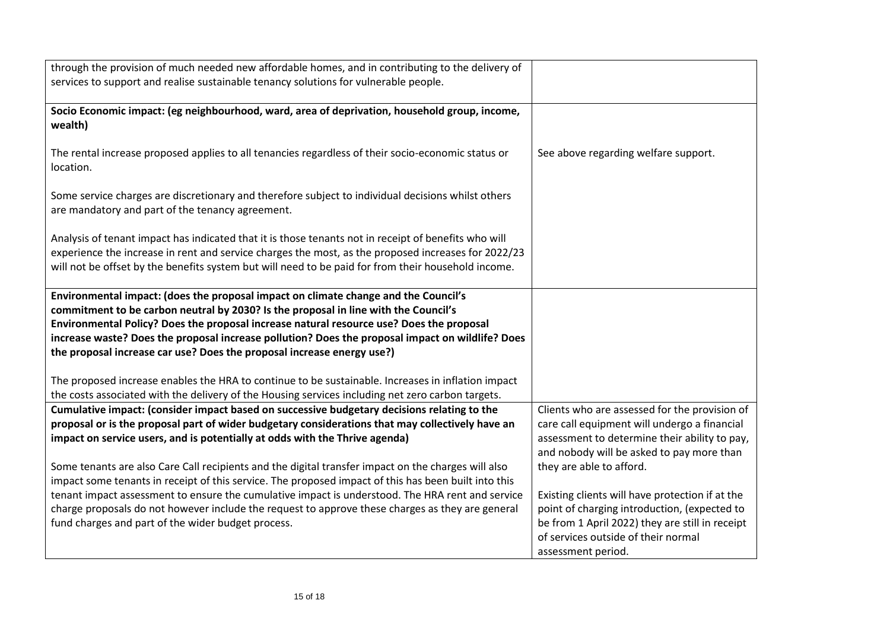| | |
|---|---|
| through the provision of much needed new affordable homes, and in contributing to the delivery of services to support and realise sustainable tenancy solutions for vulnerable people. | |
| **Socio Economic impact: (eg neighbourhood, ward, area of deprivation, household group, income, wealth)**<br><br>The rental increase proposed applies to all tenancies regardless of their socio-economic status or location.<br><br>Some service charges are discretionary and therefore subject to individual decisions whilst others are mandatory and part of the tenancy agreement.<br><br>Analysis of tenant impact has indicated that it is those tenants not in receipt of benefits who will experience the increase in rent and service charges the most, as the proposed increases for 2022/23 will not be offset by the benefits system but will need to be paid for from their household income. | See above regarding welfare support. |
| **Environmental impact: (does the proposal impact on climate change and the Council's commitment to be carbon neutral by 2030? Is the proposal in line with the Council's Environmental Policy? Does the proposal increase natural resource use? Does the proposal increase waste? Does the proposal increase pollution? Does the proposal impact on wildlife? Does the proposal increase car use? Does the proposal increase energy use?)**<br><br>The proposed increase enables the HRA to continue to be sustainable. Increases in inflation impact the costs associated with the delivery of the Housing services including net zero carbon targets. | |
| **Cumulative impact: (consider impact based on successive budgetary decisions relating to the proposal or is the proposal part of wider budgetary considerations that may collectively have an impact on service users, and is potentially at odds with the Thrive agenda)**<br><br>Some tenants are also Care Call recipients and the digital transfer impact on the charges will also impact some tenants in receipt of this service. The proposed impact of this has been built into this tenant impact assessment to ensure the cumulative impact is understood. The HRA rent and service charge proposals do not however include the request to approve these charges as they are general fund charges and part of the wider budget process. | Clients who are assessed for the provision of care call equipment will undergo a financial assessment to determine their ability to pay, and nobody will be asked to pay more than they are able to afford.<br><br>Existing clients will have protection if at the point of charging introduction, (expected to be from 1 April 2022) they are still in receipt of services outside of their normal assessment period. |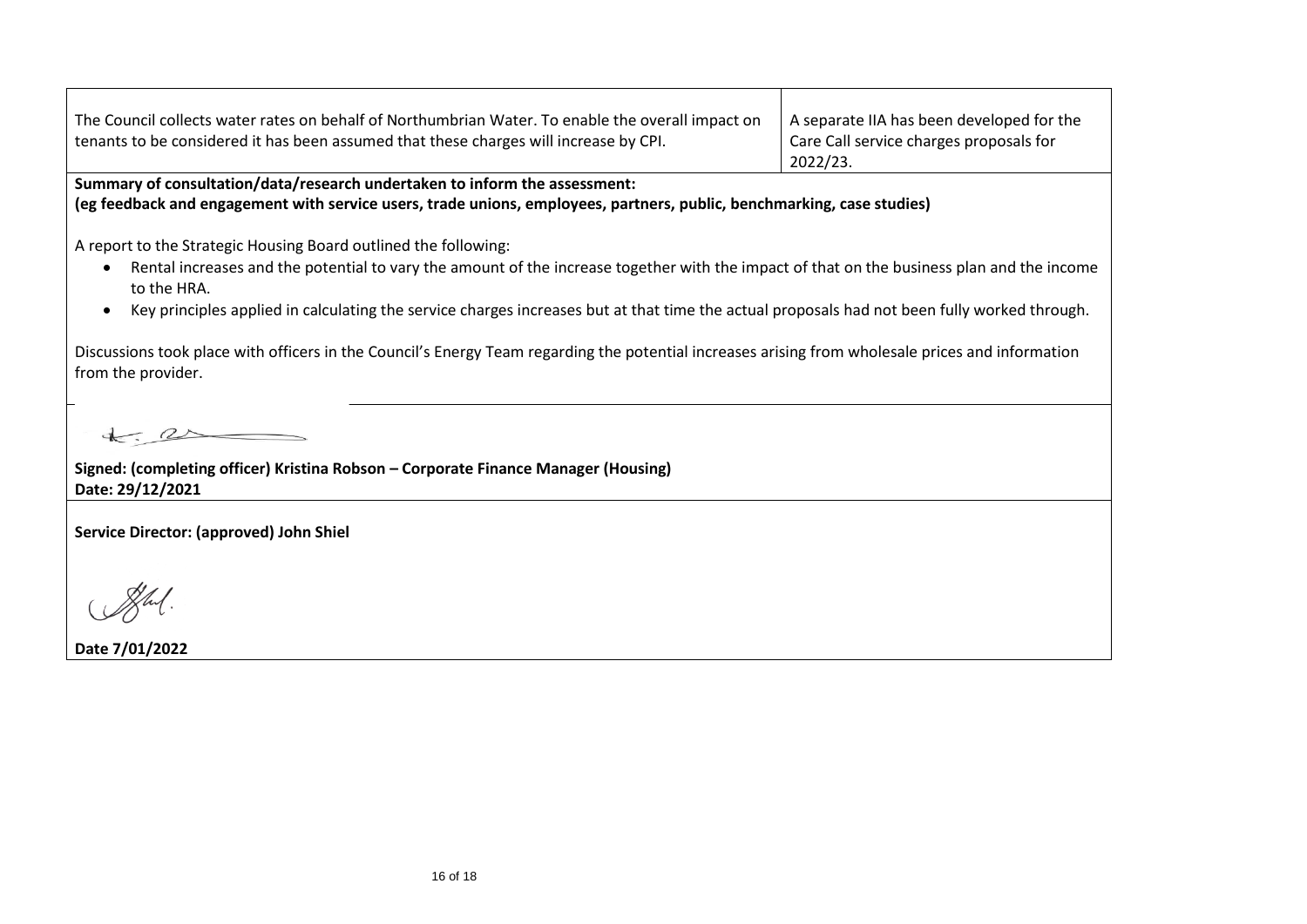| | |
|---|---|
| The Council collects water rates on behalf of Northumbrian Water. To enable the overall impact on tenants to be considered it has been assumed that these charges will increase by CPI. | A separate IIA has been developed for the Care Call service charges proposals for 2022/23. |

**Summary of consultation/data/research undertaken to inform the assessment:**
**(eg feedback and engagement with service users, trade unions, employees, partners, public, benchmarking, case studies)**

A report to the Strategic Housing Board outlined the following:

- Rental increases and the potential to vary the amount of the increase together with the impact of that on the business plan and the income to the HRA.
- Key principles applied in calculating the service charges increases but at that time the actual proposals had not been fully worked through.

Discussions took place with officers in the Council's Energy Team regarding the potential increases arising from wholesale prices and information from the provider.

**Signed: (completing officer) Kristina Robson – Corporate Finance Manager (Housing)**
**Date: 29/12/2021**

**Service Director: (approved) John Shiel**

**Date 7/01/2022**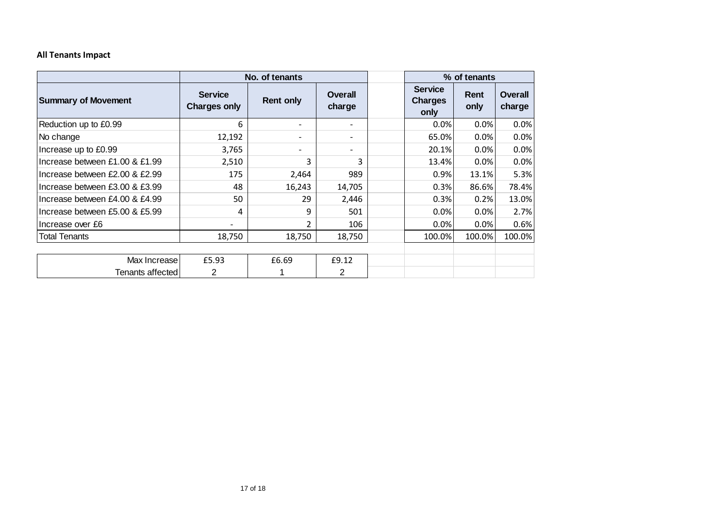**All Tenants Impact**

| Summary of Movement | No. of tenants | | | | % of tenants | | |
|---|---|---|---|---|---|---|---|
| | Service Charges only | Rent only | Overall charge | | Service Charges only | Rent only | Overall charge |
| Reduction up to £0.99 | 6 | - | - | | 0.0% | 0.0% | 0.0% |
| No change | 12,192 | - | - | | 65.0% | 0.0% | 0.0% |
| Increase up to £0.99 | 3,765 | - | - | | 20.1% | 0.0% | 0.0% |
| Increase between £1.00 & £1.99 | 2,510 | 3 | 3 | | 13.4% | 0.0% | 0.0% |
| Increase between £2.00 & £2.99 | 175 | 2,464 | 989 | | 0.9% | 13.1% | 5.3% |
| Increase between £3.00 & £3.99 | 48 | 16,243 | 14,705 | | 0.3% | 86.6% | 78.4% |
| Increase between £4.00 & £4.99 | 50 | 29 | 2,446 | | 0.3% | 0.2% | 13.0% |
| Increase between £5.00 & £5.99 | 4 | 9 | 501 | | 0.0% | 0.0% | 2.7% |
| Increase over £6 | - | 2 | 106 | | 0.0% | 0.0% | 0.6% |
| Total Tenants | 18,750 | 18,750 | 18,750 | | 100.0% | 100.0% | 100.0% |

| | Service Charges only | Rent only | Overall charge |
|---|---|---|---|
| Max Increase | £5.93 | £6.69 | £9.12 |
| Tenants affected | 2 | 1 | 2 |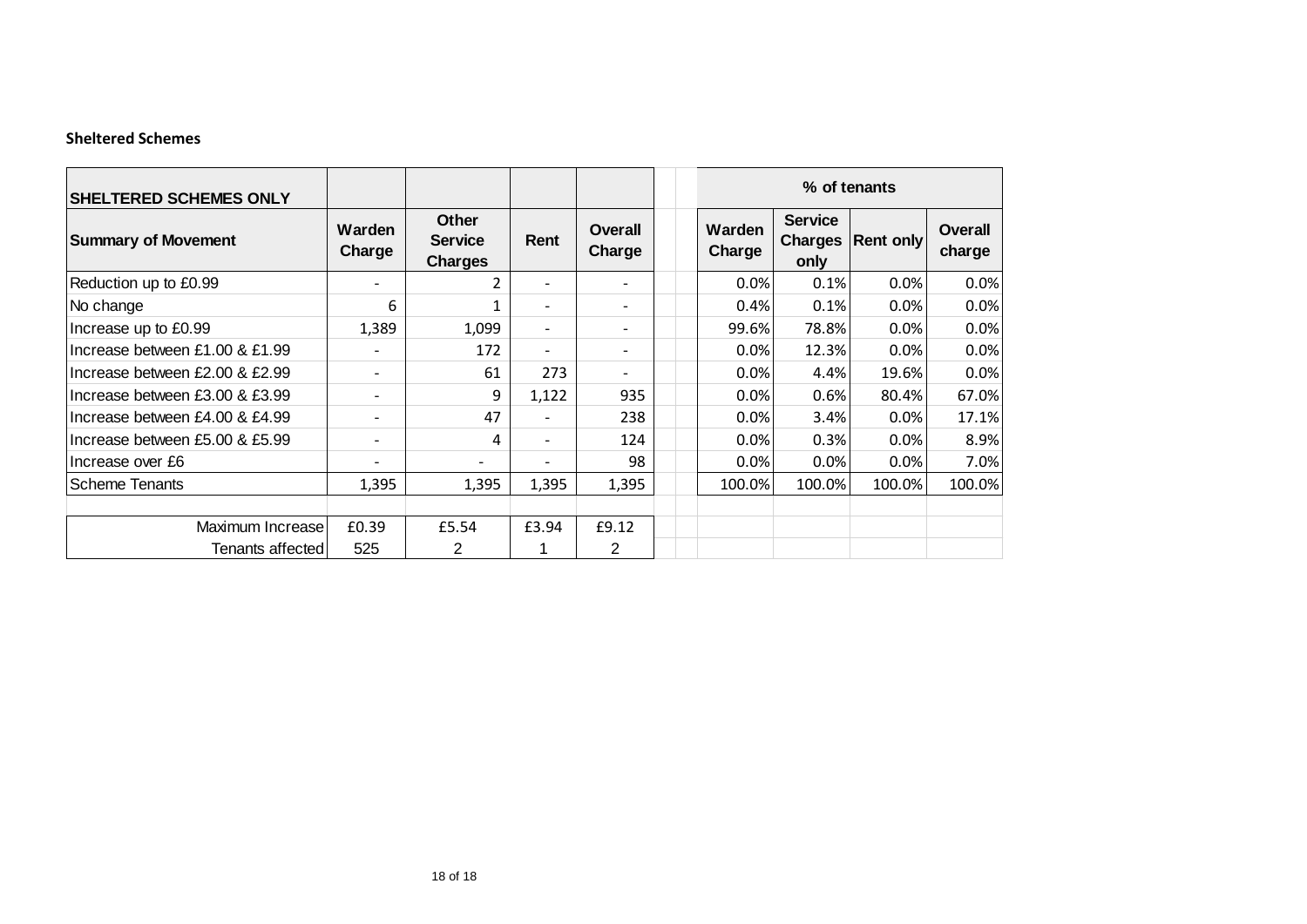**Sheltered Schemes**

| SHELTERED SCHEMES ONLY | | | | | % of tenants | | | |
|---|---|---|---|---|---|---|---|---|
| **Summary of Movement** | **Warden Charge** | **Other Service Charges** | **Rent** | **Overall Charge** | **Warden Charge** | **Service Charges only** | **Rent only** | **Overall charge** |
| Reduction up to £0.99 | - | 2 | - | - | 0.0% | 0.1% | 0.0% | 0.0% |
| No change | 6 | 1 | - | - | 0.4% | 0.1% | 0.0% | 0.0% |
| Increase up to £0.99 | 1,389 | 1,099 | - | - | 99.6% | 78.8% | 0.0% | 0.0% |
| Increase between £1.00 & £1.99 | - | 172 | - | - | 0.0% | 12.3% | 0.0% | 0.0% |
| Increase between £2.00 & £2.99 | - | 61 | 273 | - | 0.0% | 4.4% | 19.6% | 0.0% |
| Increase between £3.00 & £3.99 | - | 9 | 1,122 | 935 | 0.0% | 0.6% | 80.4% | 67.0% |
| Increase between £4.00 & £4.99 | - | 47 | - | 238 | 0.0% | 3.4% | 0.0% | 17.1% |
| Increase between £5.00 & £5.99 | - | 4 | - | 124 | 0.0% | 0.3% | 0.0% | 8.9% |
| Increase over £6 | - | - | - | 98 | 0.0% | 0.0% | 0.0% | 7.0% |
| Scheme Tenants | 1,395 | 1,395 | 1,395 | 1,395 | 100.0% | 100.0% | 100.0% | 100.0% |
| | | | | | | | | |
| Maximum Increase | £0.39 | £5.54 | £3.94 | £9.12 | | | | |
| Tenants affected | 525 | 2 | 1 | 2 | | | | |